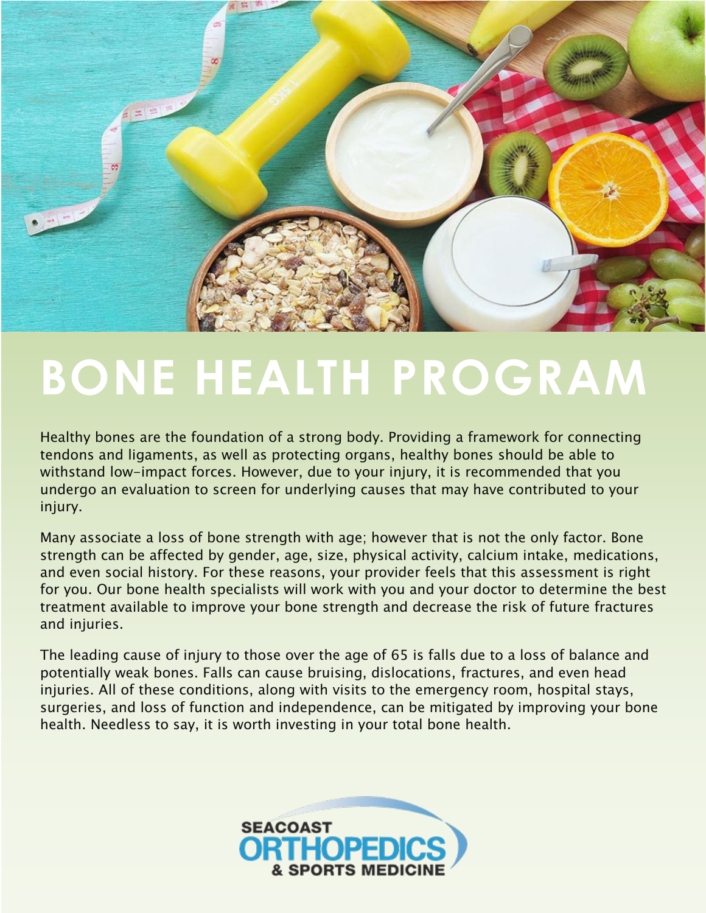# BONE HEALTH PROGRAM

Healthy bones are the foundation of a strong body. Providing a framework for connecting tendons and ligaments, as well as protecting organs, healthy bones should be able to withstand low-impact forces. However, due to your injury, it is recommended that you undergo an evaluation to screen for underlying causes that may have contributed to your injury.

Many associate a loss of bone strength with age; however that is not the only factor. Bone strength can be affected by gender, age, size, physical activity, calcium intake, medications, and even social history. For these reasons, your provider feels that this assessment is right for you. Our bone health specialists will work with you and your doctor to determine the best treatment available to improve your bone strength and decrease the risk of future fractures and injuries.

The leading cause of injury to those over the age of 65 is falls due to a loss of balance and potentially weak bones. Falls can cause bruising, dislocations, fractures, and even head injuries. All of these conditions, along with visits to the emergency room, hospital stays, surgeries, and loss of function and independence, can be mitigated by improving your bone health. Needless to say, it is worth investing in your total bone health.

SEACOAST ORTHOPEDICS & SPORTS MEDICINE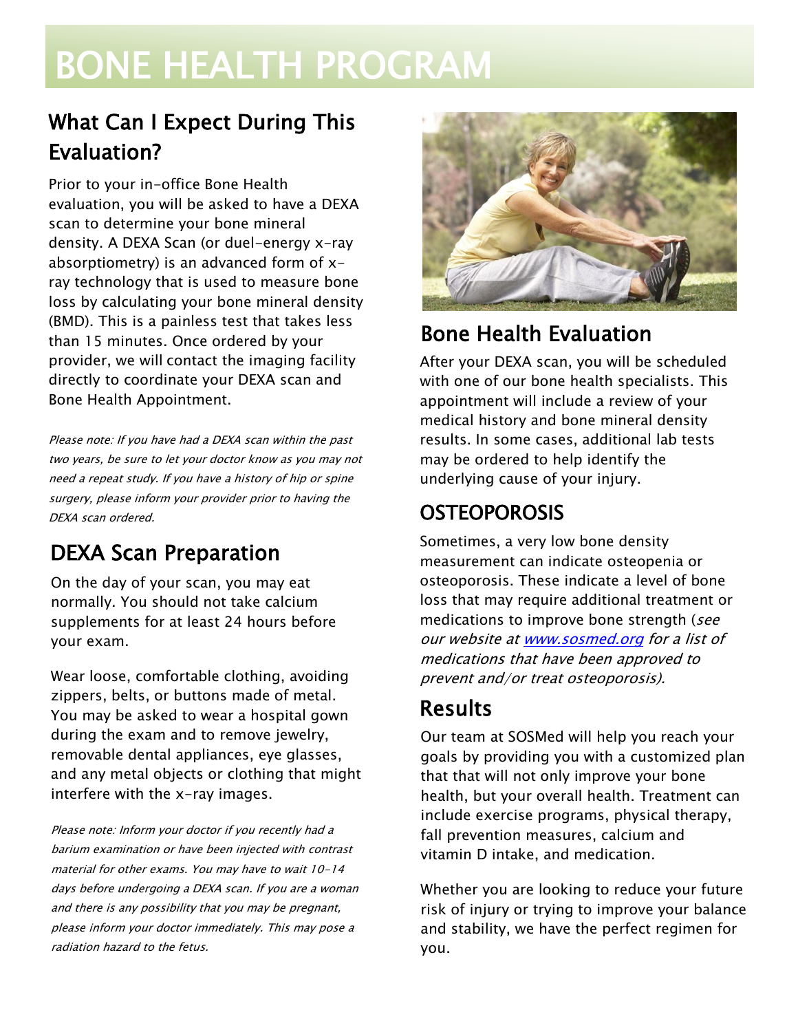# BONE HEALTH PROGRAM

## What Can I Expect During This Evaluation?

Prior to your in-office Bone Health evaluation, you will be asked to have a DEXA scan to determine your bone mineral density. A DEXA Scan (or duel-energy x-ray absorptiometry) is an advanced form of x-ray technology that is used to measure bone loss by calculating your bone mineral density (BMD). This is a painless test that takes less than 15 minutes. Once ordered by your provider, we will contact the imaging facility directly to coordinate your DEXA scan and Bone Health Appointment.

*Please note: If you have had a DEXA scan within the past two years, be sure to let your doctor know as you may not need a repeat study. If you have a history of hip or spine surgery, please inform your provider prior to having the DEXA scan ordered.*

## DEXA Scan Preparation

On the day of your scan, you may eat normally. You should not take calcium supplements for at least 24 hours before your exam.

Wear loose, comfortable clothing, avoiding zippers, belts, or buttons made of metal. You may be asked to wear a hospital gown during the exam and to remove jewelry, removable dental appliances, eye glasses, and any metal objects or clothing that might interfere with the x-ray images.

*Please note: Inform your doctor if you recently had a barium examination or have been injected with contrast material for other exams. You may have to wait 10-14 days before undergoing a DEXA scan. If you are a woman and there is any possibility that you may be pregnant, please inform your doctor immediately. This may pose a radiation hazard to the fetus.*

## Bone Health Evaluation

After your DEXA scan, you will be scheduled with one of our bone health specialists. This appointment will include a review of your medical history and bone mineral density results. In some cases, additional lab tests may be ordered to help identify the underlying cause of your injury.

## OSTEOPOROSIS

Sometimes, a very low bone density measurement can indicate osteopenia or osteoporosis. These indicate a level of bone loss that may require additional treatment or medications to improve bone strength (*see our website at [www.sosmed.org](www.sosmed.org) for a list of medications that have been approved to prevent and/or treat osteoporosis).*

## Results

Our team at SOSMed will help you reach your goals by providing you with a customized plan that that will not only improve your bone health, but your overall health. Treatment can include exercise programs, physical therapy, fall prevention measures, calcium and vitamin D intake, and medication.

Whether you are looking to reduce your future risk of injury or trying to improve your balance and stability, we have the perfect regimen for you.